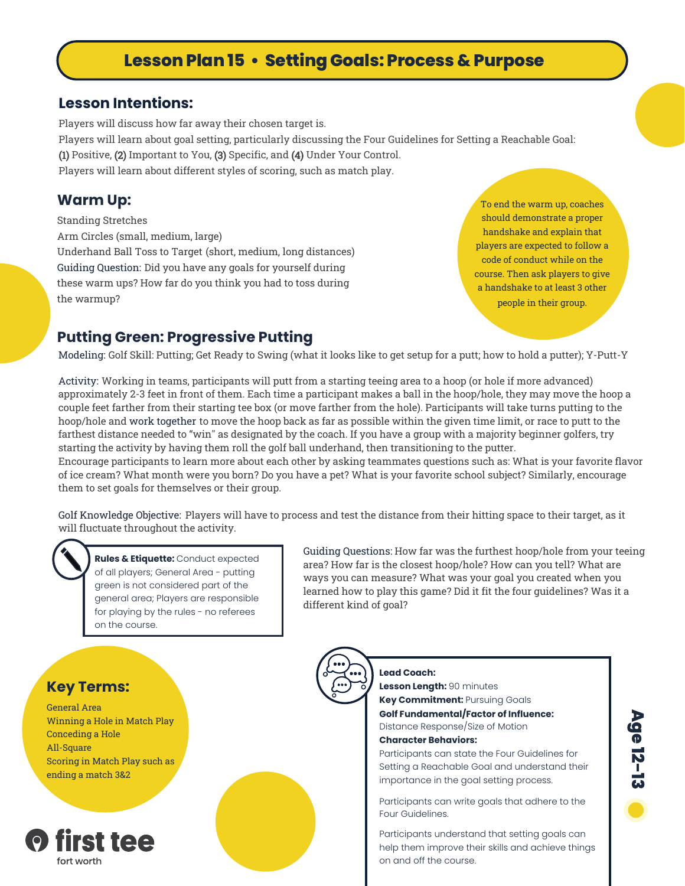# Lesson Plan 15 • Setting Goals: Process & Purpose

## Lesson Intentions:

Players will discuss how far away their chosen target is.
Players will learn about goal setting, particularly discussing the Four Guidelines for Setting a Reachable Goal: **(1)** Positive, **(2)** Important to You, **(3)** Specific, and **(4)** Under Your Control.
Players will learn about different styles of scoring, such as match play.

## Warm Up:

Standing Stretches
Arm Circles (small, medium, large)
Underhand Ball Toss to Target (short, medium, long distances)
Guiding Question: Did you have any goals for yourself during these warm ups? How far do you think you had to toss during the warmup?

To end the warm up, coaches should demonstrate a proper handshake and explain that players are expected to follow a code of conduct while on the course. Then ask players to give a handshake to at least 3 other people in their group.

## Putting Green: Progressive Putting

Modeling: Golf Skill: Putting; Get Ready to Swing (what it looks like to get setup for a putt; how to hold a putter); Y-Putt-Y

Activity: Working in teams, participants will putt from a starting teeing area to a hoop (or hole if more advanced) approximately 2-3 feet in front of them. Each time a participant makes a ball in the hoop/hole, they may move the hoop a couple feet farther from their starting tee box (or move farther from the hole). Participants will take turns putting to the hoop/hole and work together to move the hoop back as far as possible within the given time limit, or race to putt to the farthest distance needed to "win" as designated by the coach. If you have a group with a majority beginner golfers, try starting the activity by having them roll the golf ball underhand, then transitioning to the putter.
Encourage participants to learn more about each other by asking teammates questions such as: What is your favorite flavor of ice cream? What month were you born? Do you have a pet? What is your favorite school subject? Similarly, encourage them to set goals for themselves or their group.

Golf Knowledge Objective: Players will have to process and test the distance from their hitting space to their target, as it will fluctuate throughout the activity.

**Rules & Etiquette:** Conduct expected of all players; General Area - putting green is not considered part of the general area; Players are responsible for playing by the rules - no referees on the course.

Guiding Questions: How far was the furthest hoop/hole from your teeing area? How far is the closest hoop/hole? How can you tell? What are ways you can measure? What was your goal you created when you learned how to play this game? Did it fit the four guidelines? Was it a different kind of goal?

## Key Terms:

General Area
Winning a Hole in Match Play
Conceding a Hole
All-Square
Scoring in Match Play such as ending a match 3&2

**Lead Coach:**
**Lesson Length:** 90 minutes
**Key Commitment:** Pursuing Goals
**Golf Fundamental/Factor of Influence:** Distance Response/Size of Motion
**Character Behaviors:**
Participants can state the Four Guidelines for Setting a Reachable Goal and understand their importance in the goal setting process.

Participants can write goals that adhere to the Four Guidelines.

Participants understand that setting goals can help them improve their skills and achieve things on and off the course.

**Age 12-13**

first tee fort worth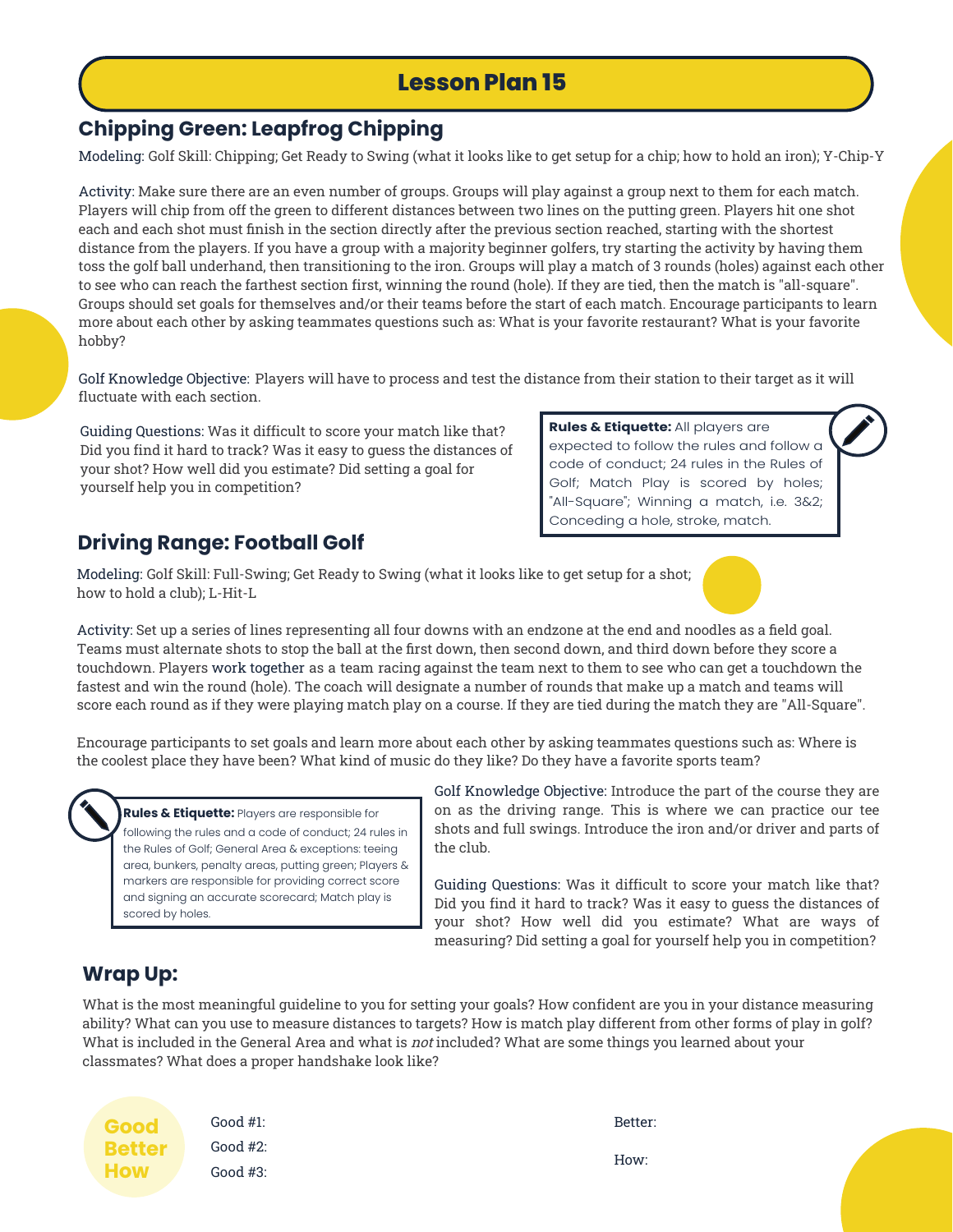# Lesson Plan 15

## Chipping Green: Leapfrog Chipping

Modeling: Golf Skill: Chipping; Get Ready to Swing (what it looks like to get setup for a chip; how to hold an iron); Y-Chip-Y

Activity: Make sure there are an even number of groups. Groups will play against a group next to them for each match. Players will chip from off the green to different distances between two lines on the putting green. Players hit one shot each and each shot must finish in the section directly after the previous section reached, starting with the shortest distance from the players. If you have a group with a majority beginner golfers, try starting the activity by having them toss the golf ball underhand, then transitioning to the iron. Groups will play a match of 3 rounds (holes) against each other to see who can reach the farthest section first, winning the round (hole). If they are tied, then the match is "all-square". Groups should set goals for themselves and/or their teams before the start of each match. Encourage participants to learn more about each other by asking teammates questions such as: What is your favorite restaurant? What is your favorite hobby?

Golf Knowledge Objective: Players will have to process and test the distance from their station to their target as it will fluctuate with each section.

Guiding Questions: Was it difficult to score your match like that? Did you find it hard to track? Was it easy to guess the distances of your shot? How well did you estimate? Did setting a goal for yourself help you in competition?

**Rules & Etiquette:** All players are expected to follow the rules and follow a code of conduct; 24 rules in the Rules of Golf; Match Play is scored by holes; "All-Square"; Winning a match, i.e. 3&2; Conceding a hole, stroke, match.

## Driving Range: Football Golf

Modeling: Golf Skill: Full-Swing; Get Ready to Swing (what it looks like to get setup for a shot; how to hold a club); L-Hit-L

Activity: Set up a series of lines representing all four downs with an endzone at the end and noodles as a field goal. Teams must alternate shots to stop the ball at the first down, then second down, and third down before they score a touchdown. Players work together as a team racing against the team next to them to see who can get a touchdown the fastest and win the round (hole). The coach will designate a number of rounds that make up a match and teams will score each round as if they were playing match play on a course. If they are tied during the match they are "All-Square".

Encourage participants to set goals and learn more about each other by asking teammates questions such as: Where is the coolest place they have been? What kind of music do they like? Do they have a favorite sports team?

**Rules & Etiquette:** Players are responsible for following the rules and a code of conduct; 24 rules in the Rules of Golf; General Area & exceptions: teeing area, bunkers, penalty areas, putting green; Players & markers are responsible for providing correct score and signing an accurate scorecard; Match play is scored by holes.

Golf Knowledge Objective: Introduce the part of the course they are on as the driving range. This is where we can practice our tee shots and full swings. Introduce the iron and/or driver and parts of the club.

Guiding Questions: Was it difficult to score your match like that? Did you find it hard to track? Was it easy to guess the distances of your shot? How well did you estimate? What are ways of measuring? Did setting a goal for yourself help you in competition?

## Wrap Up:

What is the most meaningful guideline to you for setting your goals? How confident are you in your distance measuring ability? What can you use to measure distances to targets? How is match play different from other forms of play in golf? What is included in the General Area and what is *not* included? What are some things you learned about your classmates? What does a proper handshake look like?

**Good Better How**

Good #1:

Good #2:

Good #3:

Better:

How: